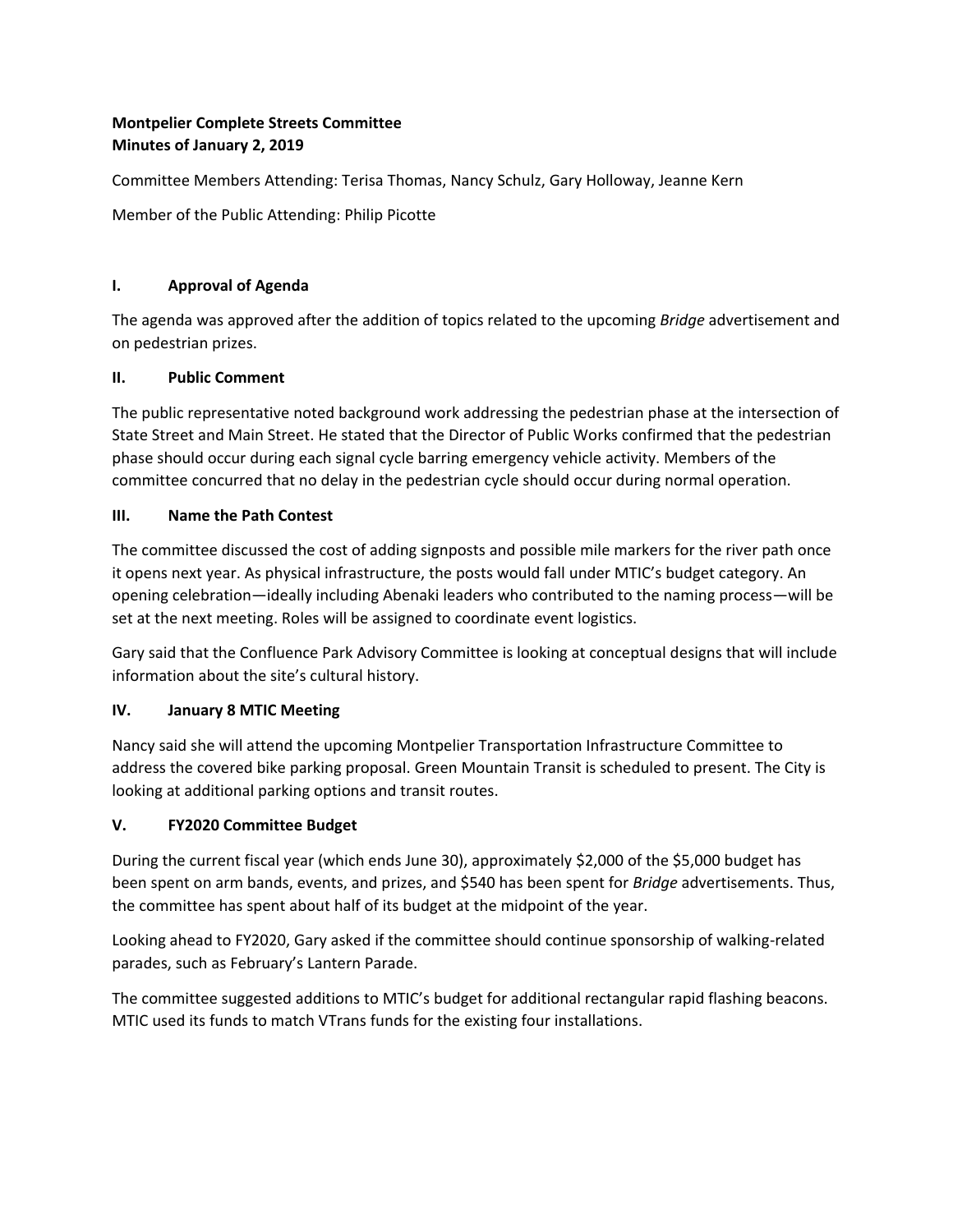**Montpelier Complete Streets Committee**
**Minutes of January 2, 2019**

Committee Members Attending: Terisa Thomas, Nancy Schulz, Gary Holloway, Jeanne Kern

Member of the Public Attending: Philip Picotte

## I. Approval of Agenda

The agenda was approved after the addition of topics related to the upcoming *Bridge* advertisement and on pedestrian prizes.

## II. Public Comment

The public representative noted background work addressing the pedestrian phase at the intersection of State Street and Main Street. He stated that the Director of Public Works confirmed that the pedestrian phase should occur during each signal cycle barring emergency vehicle activity. Members of the committee concurred that no delay in the pedestrian cycle should occur during normal operation.

## III. Name the Path Contest

The committee discussed the cost of adding signposts and possible mile markers for the river path once it opens next year. As physical infrastructure, the posts would fall under MTIC's budget category. An opening celebration—ideally including Abenaki leaders who contributed to the naming process—will be set at the next meeting. Roles will be assigned to coordinate event logistics.

Gary said that the Confluence Park Advisory Committee is looking at conceptual designs that will include information about the site's cultural history.

## IV. January 8 MTIC Meeting

Nancy said she will attend the upcoming Montpelier Transportation Infrastructure Committee to address the covered bike parking proposal. Green Mountain Transit is scheduled to present. The City is looking at additional parking options and transit routes.

## V. FY2020 Committee Budget

During the current fiscal year (which ends June 30), approximately $2,000 of the $5,000 budget has been spent on arm bands, events, and prizes, and $540 has been spent for *Bridge* advertisements. Thus, the committee has spent about half of its budget at the midpoint of the year.

Looking ahead to FY2020, Gary asked if the committee should continue sponsorship of walking-related parades, such as February's Lantern Parade.

The committee suggested additions to MTIC's budget for additional rectangular rapid flashing beacons. MTIC used its funds to match VTrans funds for the existing four installations.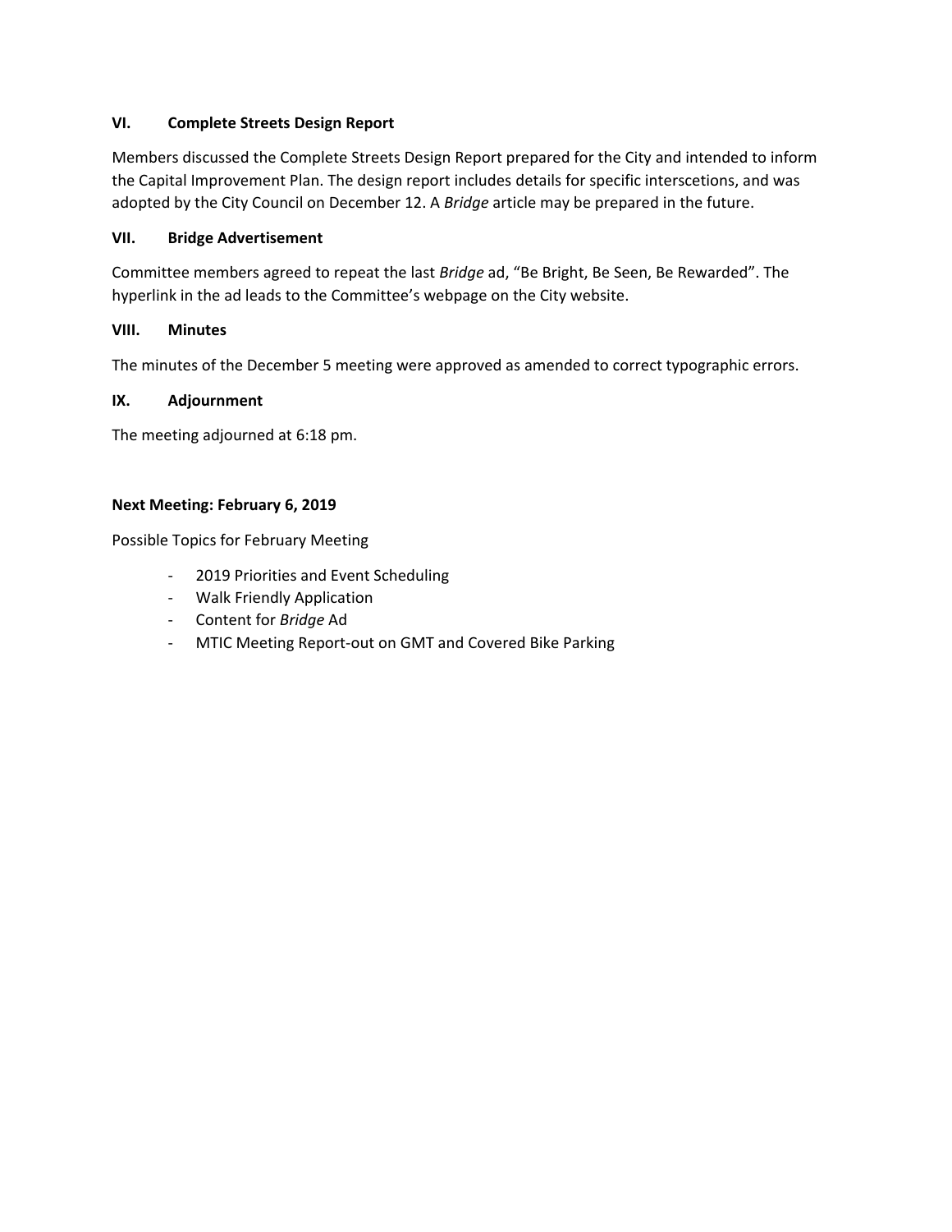### VI. Complete Streets Design Report

Members discussed the Complete Streets Design Report prepared for the City and intended to inform the Capital Improvement Plan. The design report includes details for specific interscetions, and was adopted by the City Council on December 12. A *Bridge* article may be prepared in the future.

### VII. Bridge Advertisement

Committee members agreed to repeat the last *Bridge* ad, "Be Bright, Be Seen, Be Rewarded". The hyperlink in the ad leads to the Committee's webpage on the City website.

### VIII. Minutes

The minutes of the December 5 meeting were approved as amended to correct typographic errors.

### IX. Adjournment

The meeting adjourned at 6:18 pm.

**Next Meeting: February 6, 2019**

Possible Topics for February Meeting

- 2019 Priorities and Event Scheduling
- Walk Friendly Application
- Content for *Bridge* Ad
- MTIC Meeting Report-out on GMT and Covered Bike Parking